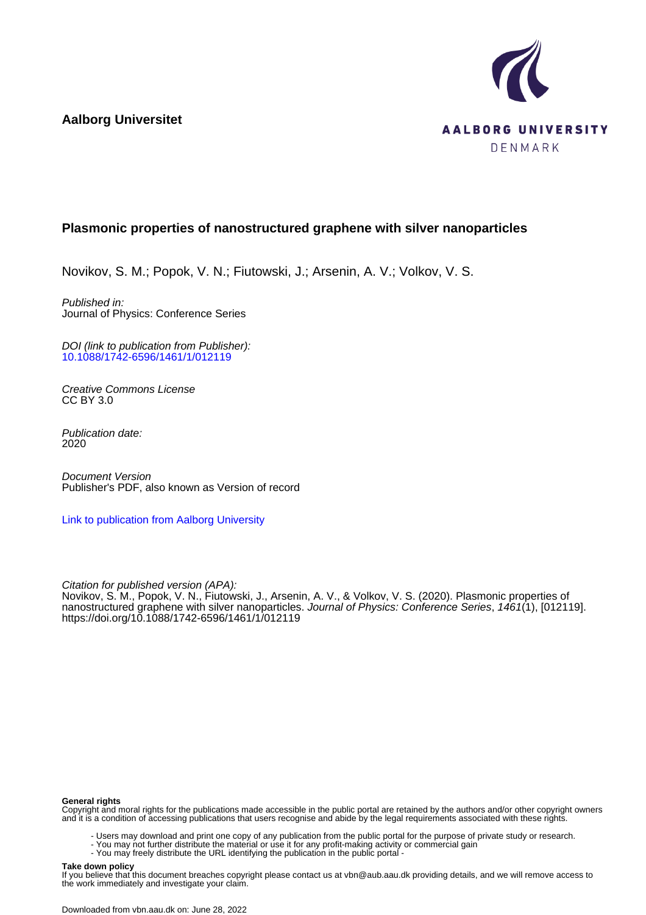**Aalborg Universitet**

AALBORG UNIVERSITY
DENMARK

# Plasmonic properties of nanostructured graphene with silver nanoparticles

Novikov, S. M.; Popok, V. N.; Fiutowski, J.; Arsenin, A. V.; Volkov, V. S.

*Published in:*
Journal of Physics: Conference Series

*DOI (link to publication from Publisher):*
10.1088/1742-6596/1461/1/012119

*Creative Commons License*
CC BY 3.0

*Publication date:*
2020

*Document Version*
Publisher's PDF, also known as Version of record

Link to publication from Aalborg University

*Citation for published version (APA):*
Novikov, S. M., Popok, V. N., Fiutowski, J., Arsenin, A. V., & Volkov, V. S. (2020). Plasmonic properties of nanostructured graphene with silver nanoparticles. *Journal of Physics: Conference Series*, *1461*(1), [012119]. https://doi.org/10.1088/1742-6596/1461/1/012119

**General rights**
Copyright and moral rights for the publications made accessible in the public portal are retained by the authors and/or other copyright owners and it is a condition of accessing publications that users recognise and abide by the legal requirements associated with these rights.

- Users may download and print one copy of any publication from the public portal for the purpose of private study or research.
- You may not further distribute the material or use it for any profit-making activity or commercial gain
- You may freely distribute the URL identifying the publication in the public portal -

**Take down policy**
If you believe that this document breaches copyright please contact us at vbn@aub.aau.dk providing details, and we will remove access to the work immediately and investigate your claim.

Downloaded from vbn.aau.dk on: June 28, 2022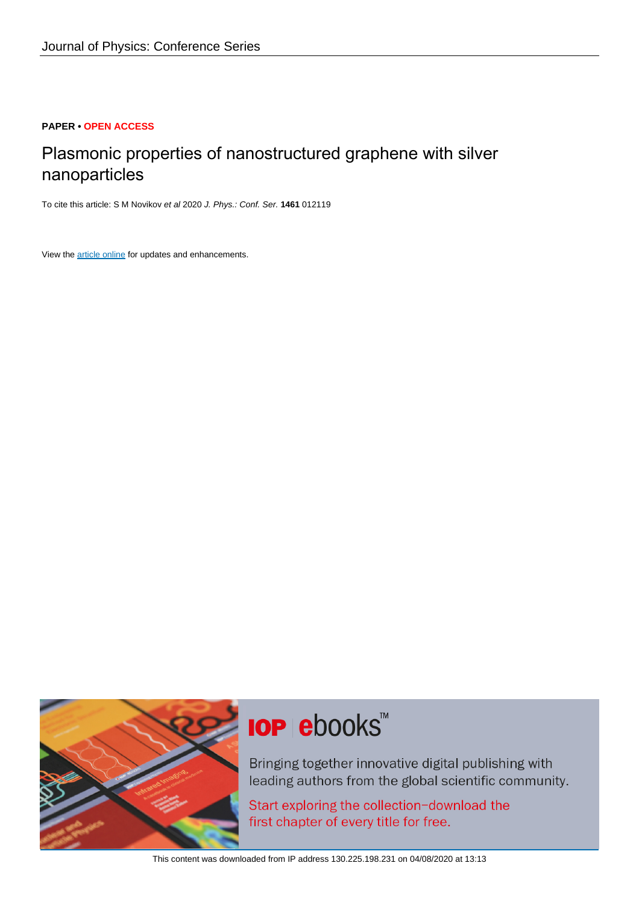**PAPER • OPEN ACCESS**

# Plasmonic properties of nanostructured graphene with silver nanoparticles

To cite this article: S M Novikov *et al* 2020 *J. Phys.: Conf. Ser.* **1461** 012119

View the article online for updates and enhancements.

This content was downloaded from IP address 130.225.198.231 on 04/08/2020 at 13:13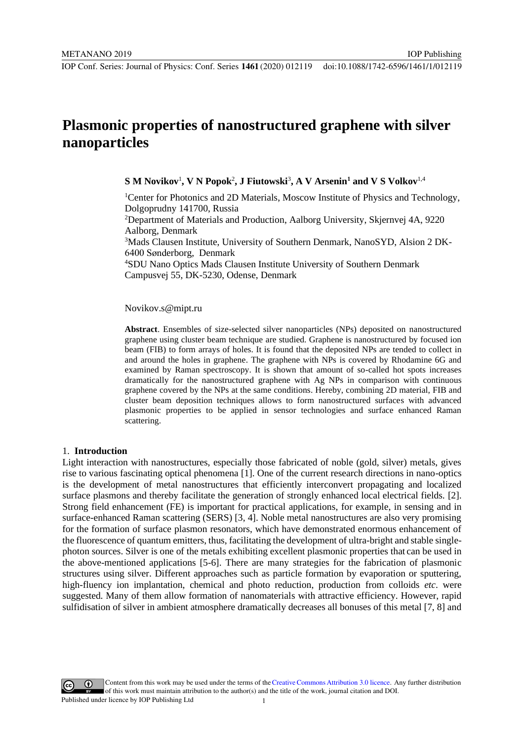# Plasmonic properties of nanostructured graphene with silver nanoparticles

**S M Novikov**[1], **V N Popok**[2], **J Fiutowski**[3], **A V Arsenin**[1] **and V S Volkov**[1,4]

[1]Center for Photonics and 2D Materials, Moscow Institute of Physics and Technology, Dolgoprudny 141700, Russia
[2]Department of Materials and Production, Aalborg University, Skjernvej 4A, 9220 Aalborg, Denmark
[3]Mads Clausen Institute, University of Southern Denmark, NanoSYD, Alsion 2 DK-6400 Sønderborg, Denmark
[4]SDU Nano Optics Mads Clausen Institute University of Southern Denmark Campusvej 55, DK-5230, Odense, Denmark

Novikov.s@mipt.ru

**Abstract**. Ensembles of size-selected silver nanoparticles (NPs) deposited on nanostructured graphene using cluster beam technique are studied. Graphene is nanostructured by focused ion beam (FIB) to form arrays of holes. It is found that the deposited NPs are tended to collect in and around the holes in graphene. The graphene with NPs is covered by Rhodamine 6G and examined by Raman spectroscopy. It is shown that amount of so-called hot spots increases dramatically for the nanostructured graphene with Ag NPs in comparison with continuous graphene covered by the NPs at the same conditions. Hereby, combining 2D material, FIB and cluster beam deposition techniques allows to form nanostructured surfaces with advanced plasmonic properties to be applied in sensor technologies and surface enhanced Raman scattering.

## 1. Introduction

Light interaction with nanostructures, especially those fabricated of noble (gold, silver) metals, gives rise to various fascinating optical phenomena [1]. One of the current research directions in nano-optics is the development of metal nanostructures that efficiently interconvert propagating and localized surface plasmons and thereby facilitate the generation of strongly enhanced local electrical fields. [2]. Strong field enhancement (FE) is important for practical applications, for example, in sensing and in surface-enhanced Raman scattering (SERS) [3, 4]. Noble metal nanostructures are also very promising for the formation of surface plasmon resonators, which have demonstrated enormous enhancement of the fluorescence of quantum emitters, thus, facilitating the development of ultra-bright and stable single-photon sources. Silver is one of the metals exhibiting excellent plasmonic properties that can be used in the above-mentioned applications [5-6]. There are many strategies for the fabrication of plasmonic structures using silver. Different approaches such as particle formation by evaporation or sputtering, high-fluency ion implantation, chemical and photo reduction, production from colloids *etc*. were suggested. Many of them allow formation of nanomaterials with attractive efficiency. However, rapid sulfidisation of silver in ambient atmosphere dramatically decreases all bonuses of this metal [7, 8] and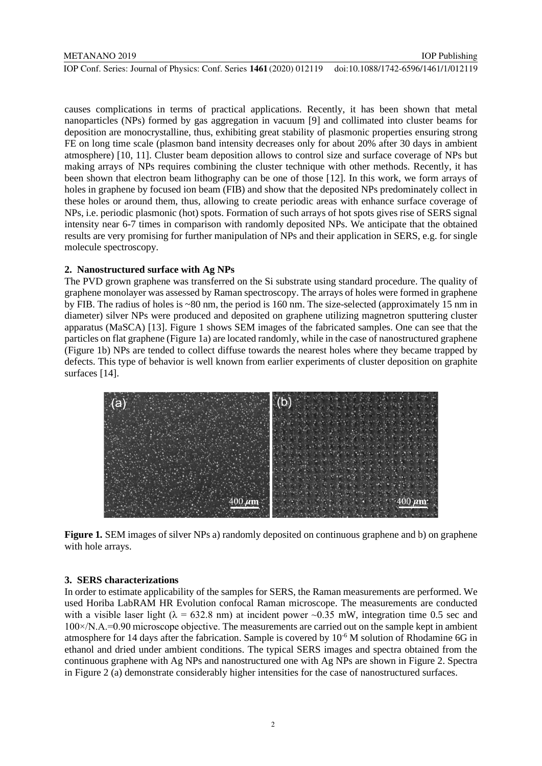causes complications in terms of practical applications. Recently, it has been shown that metal nanoparticles (NPs) formed by gas aggregation in vacuum [9] and collimated into cluster beams for deposition are monocrystalline, thus, exhibiting great stability of plasmonic properties ensuring strong FE on long time scale (plasmon band intensity decreases only for about 20% after 30 days in ambient atmosphere) [10, 11]. Cluster beam deposition allows to control size and surface coverage of NPs but making arrays of NPs requires combining the cluster technique with other methods. Recently, it has been shown that electron beam lithography can be one of those [12]. In this work, we form arrays of holes in graphene by focused ion beam (FIB) and show that the deposited NPs predominately collect in these holes or around them, thus, allowing to create periodic areas with enhance surface coverage of NPs, i.e. periodic plasmonic (hot) spots. Formation of such arrays of hot spots gives rise of SERS signal intensity near 6-7 times in comparison with randomly deposited NPs. We anticipate that the obtained results are very promising for further manipulation of NPs and their application in SERS, e.g. for single molecule spectroscopy.

## 2. Nanostructured surface with Ag NPs

The PVD grown graphene was transferred on the Si substrate using standard procedure. The quality of graphene monolayer was assessed by Raman spectroscopy. The arrays of holes were formed in graphene by FIB. The radius of holes is ~80 nm, the period is 160 nm. The size-selected (approximately 15 nm in diameter) silver NPs were produced and deposited on graphene utilizing magnetron sputtering cluster apparatus (MaSCA) [13]. Figure 1 shows SEM images of the fabricated samples. One can see that the particles on flat graphene (Figure 1a) are located randomly, while in the case of nanostructured graphene (Figure 1b) NPs are tended to collect diffuse towards the nearest holes where they became trapped by defects. This type of behavior is well known from earlier experiments of cluster deposition on graphite surfaces [14].

**Figure 1.** SEM images of silver NPs a) randomly deposited on continuous graphene and b) on graphene with hole arrays.

## 3. SERS characterizations

In order to estimate applicability of the samples for SERS, the Raman measurements are performed. We used Horiba LabRAM HR Evolution confocal Raman microscope. The measurements are conducted with a visible laser light ($\lambda$ = 632.8 nm) at incident power ~0.35 mW, integration time 0.5 sec and 100×/N.A.=0.90 microscope objective. The measurements are carried out on the sample kept in ambient atmosphere for 14 days after the fabrication. Sample is covered by $10^{-6}$ M solution of Rhodamine 6G in ethanol and dried under ambient conditions. The typical SERS images and spectra obtained from the continuous graphene with Ag NPs and nanostructured one with Ag NPs are shown in Figure 2. Spectra in Figure 2 (a) demonstrate considerably higher intensities for the case of nanostructured surfaces.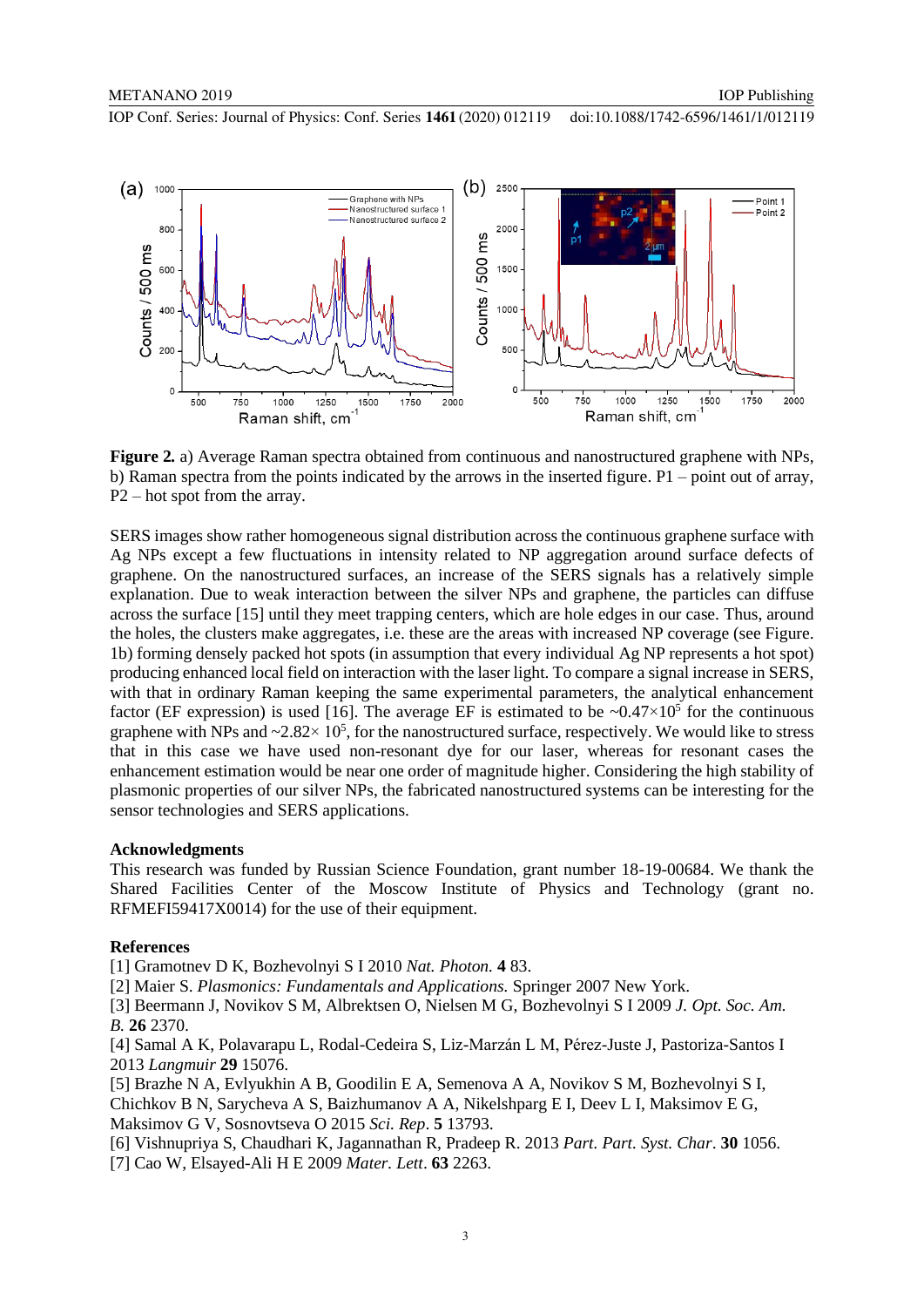**Figure 2.** a) Average Raman spectra obtained from continuous and nanostructured graphene with NPs, b) Raman spectra from the points indicated by the arrows in the inserted figure. P1 – point out of array, P2 – hot spot from the array.

SERS images show rather homogeneous signal distribution across the continuous graphene surface with Ag NPs except a few fluctuations in intensity related to NP aggregation around surface defects of graphene. On the nanostructured surfaces, an increase of the SERS signals has a relatively simple explanation. Due to weak interaction between the silver NPs and graphene, the particles can diffuse across the surface [15] until they meet trapping centers, which are hole edges in our case. Thus, around the holes, the clusters make aggregates, i.e. these are the areas with increased NP coverage (see Figure. 1b) forming densely packed hot spots (in assumption that every individual Ag NP represents a hot spot) producing enhanced local field on interaction with the laser light. To compare a signal increase in SERS, with that in ordinary Raman keeping the same experimental parameters, the analytical enhancement factor (EF expression) is used [16]. The average EF is estimated to be $\sim 0.47\times 10^5$ for the continuous graphene with NPs and $\sim 2.82\times 10^5$, for the nanostructured surface, respectively. We would like to stress that in this case we have used non-resonant dye for our laser, whereas for resonant cases the enhancement estimation would be near one order of magnitude higher. Considering the high stability of plasmonic properties of our silver NPs, the fabricated nanostructured systems can be interesting for the sensor technologies and SERS applications.

### Acknowledgments

This research was funded by Russian Science Foundation, grant number 18-19-00684. We thank the Shared Facilities Center of the Moscow Institute of Physics and Technology (grant no. RFMEFI59417X0014) for the use of their equipment.

### References

[1] Gramotnev D K, Bozhevolnyi S I 2010 *Nat. Photon.* **4** 83.
[2] Maier S. *Plasmonics: Fundamentals and Applications.* Springer 2007 New York.
[3] Beermann J, Novikov S M, Albrektsen O, Nielsen M G, Bozhevolnyi S I 2009 *J. Opt. Soc. Am. B.* **26** 2370.
[4] Samal A K, Polavarapu L, Rodal-Cedeira S, Liz-Marzán L M, Pérez-Juste J, Pastoriza-Santos I 2013 *Langmuir* **29** 15076.
[5] Brazhe N A, Evlyukhin A B, Goodilin E A, Semenova A A, Novikov S M, Bozhevolnyi S I, Chichkov B N, Sarycheva A S, Baizhumanov A A, Nikelshparg E I, Deev L I, Maksimov E G, Maksimov G V, Sosnovtseva O 2015 *Sci. Rep*. **5** 13793.
[6] Vishnupriya S, Chaudhari K, Jagannathan R, Pradeep R. 2013 *Part. Part. Syst. Char*. **30** 1056.
[7] Cao W, Elsayed-Ali H E 2009 *Mater. Lett*. **63** 2263.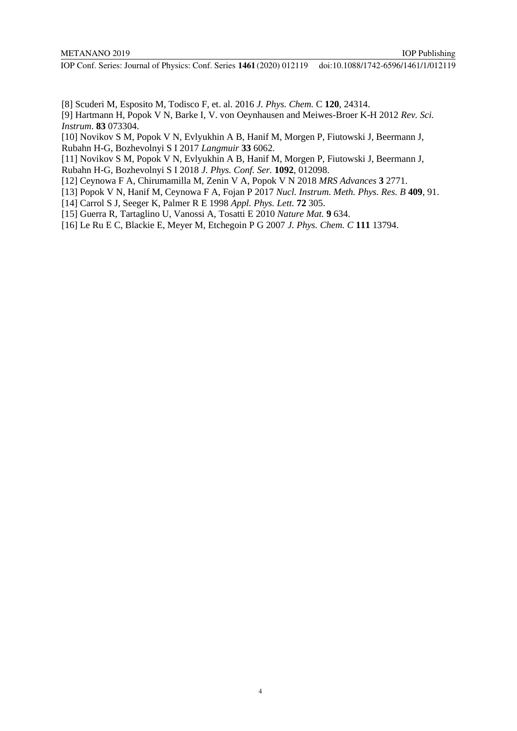[8] Scuderi M, Esposito M, Todisco F, et. al. 2016 *J. Phys. Chem.* C **120**, 24314.

[9] Hartmann H, Popok V N, Barke I, V. von Oeynhausen and Meiwes-Broer K-H 2012 *Rev. Sci. Instrum*. **83** 073304.

[10] Novikov S M, Popok V N, Evlyukhin A B, Hanif M, Morgen P, Fiutowski J, Beermann J, Rubahn H-G, Bozhevolnyi S I 2017 *Langmuir* **33** 6062.

[11] Novikov S M, Popok V N, Evlyukhin A B, Hanif M, Morgen P, Fiutowski J, Beermann J, Rubahn H-G, Bozhevolnyi S I 2018 *J. Phys. Conf. Ser.* **1092**, 012098.

[12] Ceynowa F A, Chirumamilla M, Zenin V A, Popok V N 2018 *MRS Advances* **3** 2771.

[13] Popok V N, Hanif M, Ceynowa F A, Fojan P 2017 *Nucl. Instrum. Meth. Phys. Res. B* **409**, 91.

[14] Carrol S J, Seeger K, Palmer R E 1998 *Appl. Phys. Lett.* **72** 305.

[15] Guerra R, Tartaglino U, Vanossi A, Tosatti E 2010 *Nature Mat.* **9** 634.

[16] Le Ru E C, Blackie E, Meyer M, Etchegoin P G 2007 *J. Phys. Chem. C* **111** 13794.